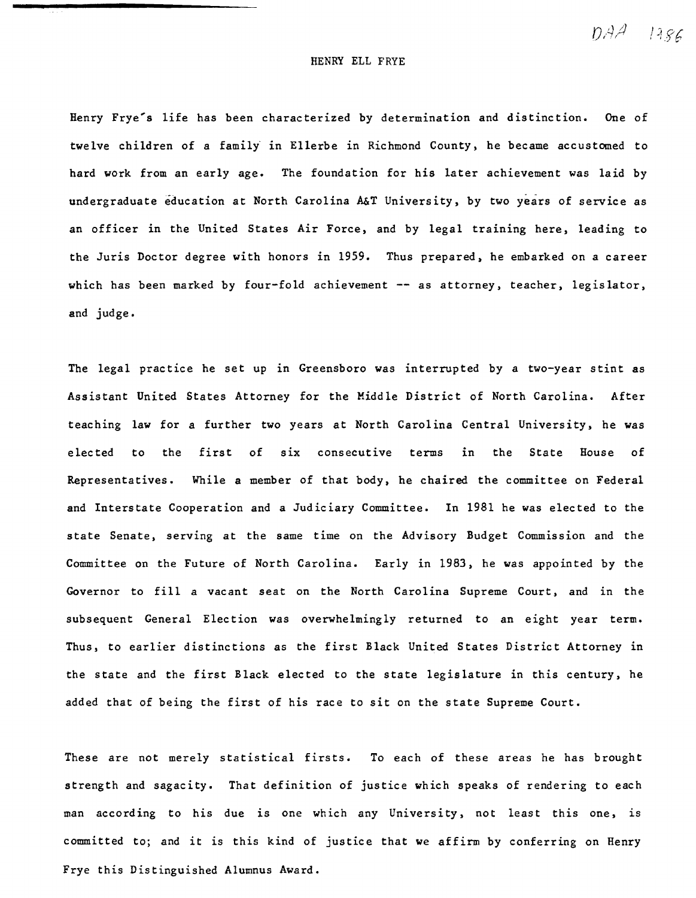DAA 1986

# HENRY ELL FRYE

Henry Frye's life has been characterized by determination and distinction. One of twelve children of a family in Ellerbe in Richmond County, he became accustomed to hard work from an early age. The foundation for his later achievement was laid by undergraduate education at North Carolina A&T University, by two years of service as an officer in the United States Air Force, and by legal training here, leading to the Juris Doctor degree with honors in 1959. Thus prepared, he embarked on a career which has been marked by four-fold achievement -- as attorney, teacher, legislator, and judge.

The legal practice he set up in Greensboro was interrupted by a two-year stint as Assistant United States Attorney for the Middle District of North Carolina. After teaching law for a further two years at North Carolina Central University, he was elected to the first of six consecutive terms in the State House of Representatives. While a member of that body, he chaired the committee on Federal and Interstate Cooperation and a Judiciary Committee. In 1981 he was elected to the state Senate, serving at the same time on the Advisory Budget Commission and the Committee on the Future of North Carolina. Early in 1983, he was appointed by the Governor to fill a vacant seat on the North Carolina Supreme Court, and in the subsequent General Election was overwhelmingly returned to an eight year term. Thus, to earlier distinctions as the first Black United States District Attorney in the state and the first Black elected to the state legislature in this century, he added that of being the first of his race to sit on the state Supreme Court.

These are not merely statistical firsts. To each of these areas he has brought strength and sagacity. That definition of justice which speaks of rendering to each man according to his due is one which any University, not least this one, is committed to; and it is this kind of justice that we affirm by conferring on Henry Frye this Distinguished Alumnus Award.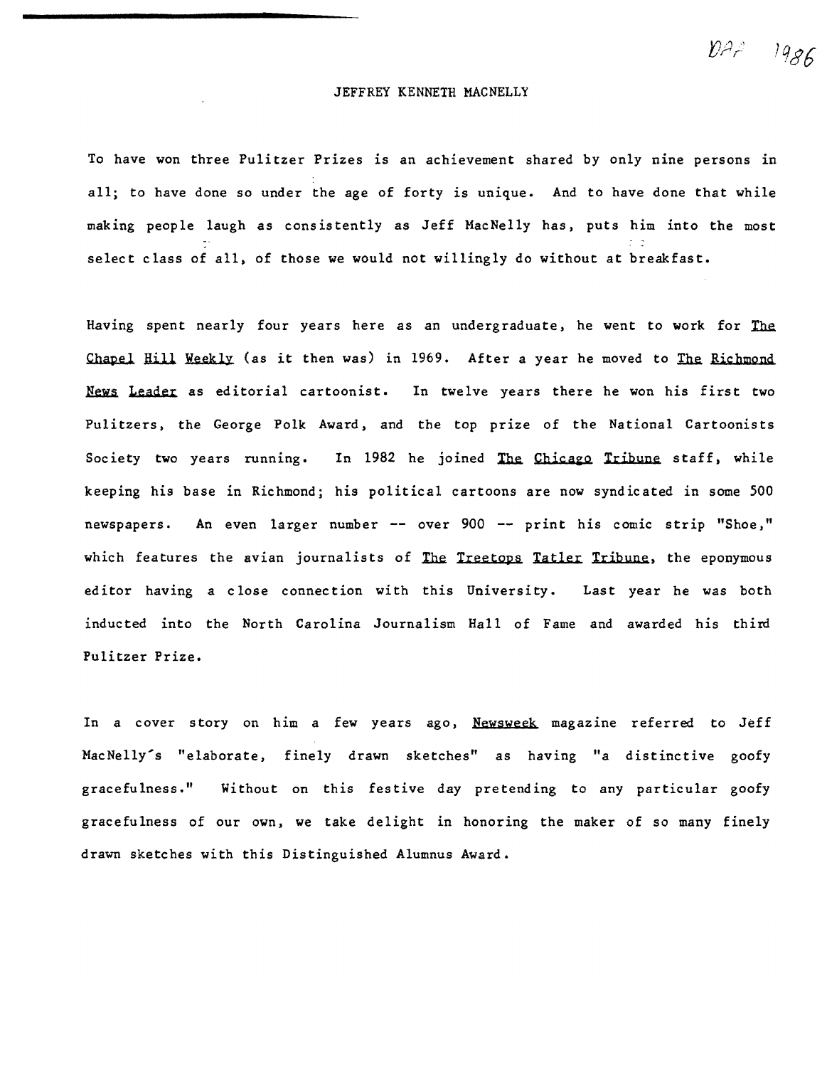DAA 1986

# JEFFREY KENNETH MACNELLY

To have won three Pulitzer Prizes is an achievement shared by only nine persons in all; to have done so under the age of forty is unique. And to have done that while making people laugh as consistently as Jeff MacNelly has, puts him into the most select class of all, of those we would not willingly do without at breakfast.

Having spent nearly four years here as an undergraduate, he went to work for *The Chapel Hill Weekly* (as it then was) in 1969. After a year he moved to *The Richmond News Leader* as editorial cartoonist. In twelve years there he won his first two Pulitzers, the George Polk Award, and the top prize of the National Cartoonists Society two years running. In 1982 he joined *The Chicago Tribune* staff, while keeping his base in Richmond; his political cartoons are now syndicated in some 500 newspapers. An even larger number -- over 900 -- print his comic strip "Shoe," which features the avian journalists of *The Treetops Tatler Tribune*, the eponymous editor having a close connection with this University. Last year he was both inducted into the North Carolina Journalism Hall of Fame and awarded his third Pulitzer Prize.

In a cover story on him a few years ago, *Newsweek* magazine referred to Jeff MacNelly's "elaborate, finely drawn sketches" as having "a distinctive goofy gracefulness." Without on this festive day pretending to any particular goofy gracefulness of our own, we take delight in honoring the maker of so many finely drawn sketches with this Distinguished Alumnus Award.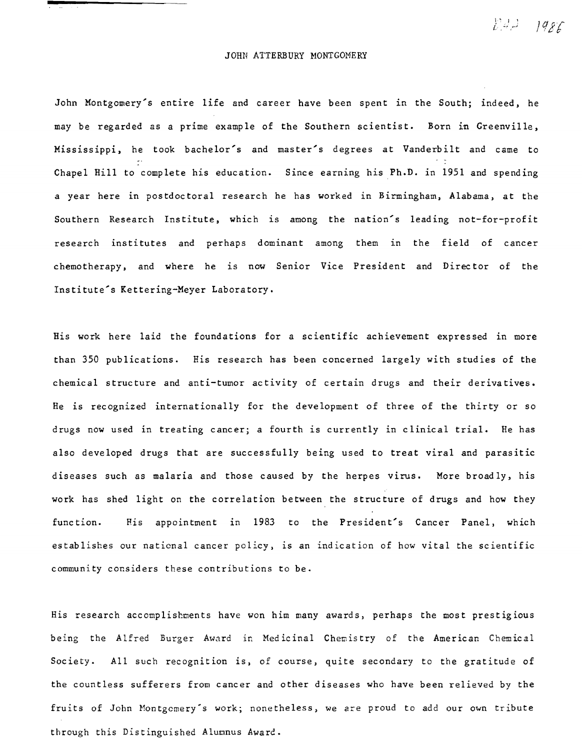DAA 1986

# JOHN ATTERBURY MONTGOMERY

John Montgomery's entire life and career have been spent in the South; indeed, he may be regarded as a prime example of the Southern scientist. Born in Greenville, Mississippi, he took bachelor's and master's degrees at Vanderbilt and came to Chapel Hill to complete his education. Since earning his Ph.D. in 1951 and spending a year here in postdoctoral research he has worked in Birmingham, Alabama, at the Southern Research Institute, which is among the nation's leading not-for-profit research institutes and perhaps dominant among them in the field of cancer chemotherapy, and where he is now Senior Vice President and Director of the Institute's Kettering-Meyer Laboratory.

His work here laid the foundations for a scientific achievement expressed in more than 350 publications. His research has been concerned largely with studies of the chemical structure and anti-tumor activity of certain drugs and their derivatives. He is recognized internationally for the development of three of the thirty or so drugs now used in treating cancer; a fourth is currently in clinical trial. He has also developed drugs that are successfully being used to treat viral and parasitic diseases such as malaria and those caused by the herpes virus. More broadly, his work has shed light on the correlation between the structure of drugs and how they function. His appointment in 1983 to the President's Cancer Panel, which establishes our national cancer policy, is an indication of how vital the scientific community considers these contributions to be.

His research accomplishments have won him many awards, perhaps the most prestigious being the Alfred Burger Award in Medicinal Chemistry of the American Chemical Society. All such recognition is, of course, quite secondary to the gratitude of the countless sufferers from cancer and other diseases who have been relieved by the fruits of John Montgomery's work; nonetheless, we are proud to add our own tribute through this Distinguished Alumnus Award.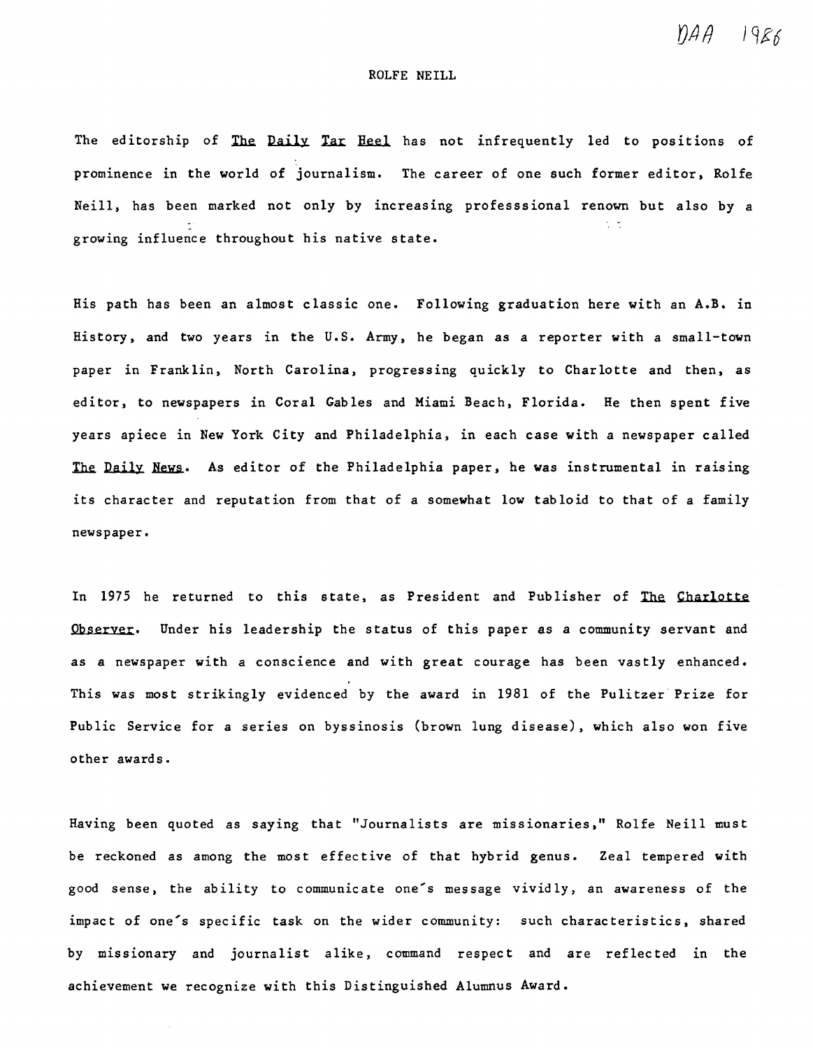DAA 1986

# ROLFE NEILL

The editorship of The Daily Tar Heel has not infrequently led to positions of prominence in the world of journalism. The career of one such former editor, Rolfe Neill, has been marked not only by increasing professsional renown but also by a growing influence throughout his native state.

His path has been an almost classic one. Following graduation here with an A.B. in History, and two years in the U.S. Army, he began as a reporter with a small-town paper in Franklin, North Carolina, progressing quickly to Charlotte and then, as editor, to newspapers in Coral Gables and Miami Beach, Florida. He then spent five years apiece in New York City and Philadelphia, in each case with a newspaper called The Daily News. As editor of the Philadelphia paper, he was instrumental in raising its character and reputation from that of a somewhat low tabloid to that of a family newspaper.

In 1975 he returned to this state, as President and Publisher of The Charlotte Observer. Under his leadership the status of this paper as a community servant and as a newspaper with a conscience and with great courage has been vastly enhanced. This was most strikingly evidenced by the award in 1981 of the Pulitzer Prize for Public Service for a series on byssinosis (brown lung disease), which also won five other awards.

Having been quoted as saying that "Journalists are missionaries," Rolfe Neill must be reckoned as among the most effective of that hybrid genus. Zeal tempered with good sense, the ability to communicate one's message vividly, an awareness of the impact of one's specific task on the wider community: such characteristics, shared by missionary and journalist alike, command respect and are reflected in the achievement we recognize with this Distinguished Alumnus Award.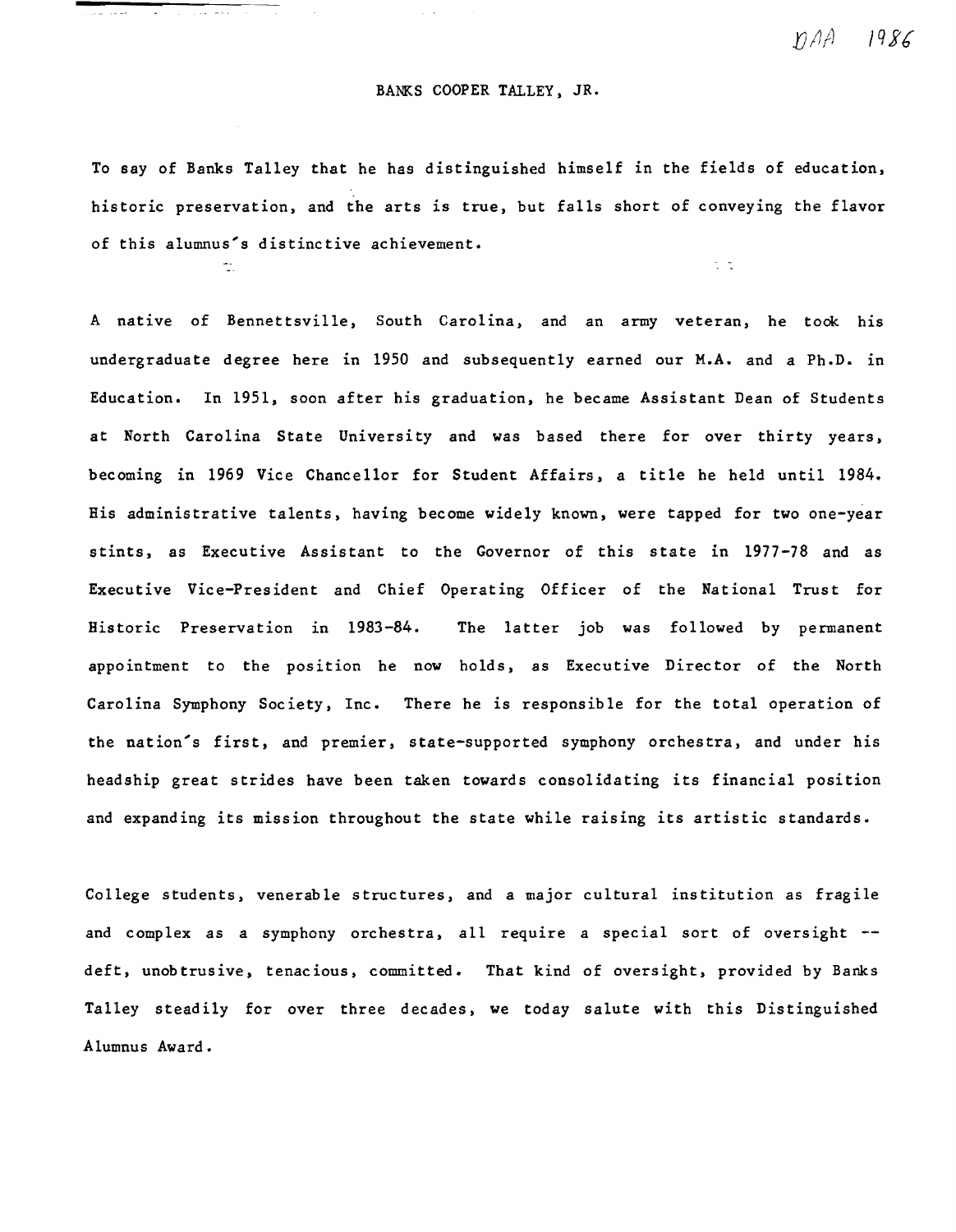DAA 1986

# BANKS COOPER TALLEY, JR.

To say of Banks Talley that he has distinguished himself in the fields of education, historic preservation, and the arts is true, but falls short of conveying the flavor of this alumnus's distinctive achievement.

A native of Bennettsville, South Carolina, and an army veteran, he took his undergraduate degree here in 1950 and subsequently earned our M.A. and a Ph.D. in Education. In 1951, soon after his graduation, he became Assistant Dean of Students at North Carolina State University and was based there for over thirty years, becoming in 1969 Vice Chancellor for Student Affairs, a title he held until 1984. His administrative talents, having become widely known, were tapped for two one-year stints, as Executive Assistant to the Governor of this state in 1977-78 and as Executive Vice-President and Chief Operating Officer of the National Trust for Historic Preservation in 1983-84. The latter job was followed by permanent appointment to the position he now holds, as Executive Director of the North Carolina Symphony Society, Inc. There he is responsible for the total operation of the nation's first, and premier, state-supported symphony orchestra, and under his headship great strides have been taken towards consolidating its financial position and expanding its mission throughout the state while raising its artistic standards.

College students, venerable structures, and a major cultural institution as fragile and complex as a symphony orchestra, all require a special sort of oversight -- deft, unobtrusive, tenacious, committed. That kind of oversight, provided by Banks Talley steadily for over three decades, we today salute with this Distinguished Alumnus Award.